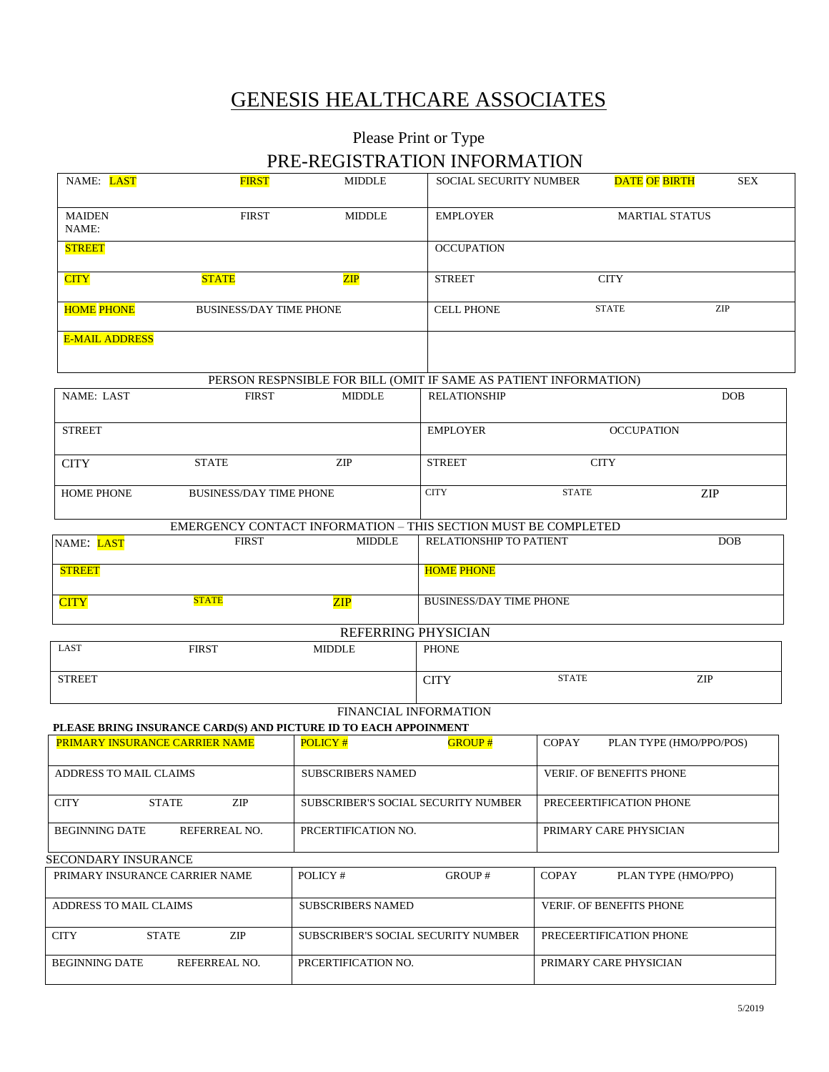# GENESIS HEALTHCARE ASSOCIATES

Please Print or Type

## PRE-REGISTRATION INFORMATION

| NAME: LAST | FIRST | MIDDLE | SOCIAL SECURITY NUMBER | DATE OF BIRTH | SEX |
|---|---|---|---|---|---|
| MAIDEN NAME: | FIRST | MIDDLE | EMPLOYER | MARTIAL STATUS | |
| STREET | | | OCCUPATION | | |
| CITY | STATE | ZIP | STREET | CITY | |
| HOME PHONE | BUSINESS/DAY TIME PHONE | | CELL PHONE | STATE | ZIP |
| E-MAIL ADDRESS | | | | | |

PERSON RESPSNIBLE FOR BILL (OMIT IF SAME AS PATIENT INFORMATION)

| NAME: LAST | FIRST | MIDDLE | RELATIONSHIP | | DOB |
|---|---|---|---|---|---|
| STREET | | | EMPLOYER | OCCUPATION | |
| CITY | STATE | ZIP | STREET | CITY | |
| HOME PHONE | BUSINESS/DAY TIME PHONE | | CITY | STATE | ZIP |

EMERGENCY CONTACT INFORMATION – THIS SECTION MUST BE COMPLETED

| NAME: LAST | FIRST | MIDDLE | RELATIONSHIP TO PATIENT | DOB |
|---|---|---|---|---|
| STREET | | | HOME PHONE | |
| CITY | STATE | ZIP | BUSINESS/DAY TIME PHONE | |

REFERRING PHYSICIAN

| LAST | FIRST | MIDDLE | PHONE | | |
|---|---|---|---|---|---|
| STREET | | | CITY | STATE | ZIP |

FINANCIAL INFORMATION

**PLEASE BRING INSURANCE CARD(S) AND PICTURE ID TO EACH APPOINMENT**

| PRIMARY INSURANCE CARRIER NAME | | | POLICY # | GROUP # | COPAY | PLAN TYPE (HMO/PPO/POS) |
|---|---|---|---|---|---|---|
| ADDRESS TO MAIL CLAIMS | | | SUBSCRIBERS NAMED | | VERIF. OF BENEFITS PHONE | |
| CITY | STATE | ZIP | SUBSCRIBER'S SOCIAL SECURITY NUMBER | | PRECEERTIFICATION PHONE | |
| BEGINNING DATE | REFERREAL NO. | | PRCERTIFICATION NO. | | PRIMARY CARE PHYSICIAN | |

SECONDARY INSURANCE

| PRIMARY INSURANCE CARRIER NAME | | | POLICY # | GROUP # | COPAY | PLAN TYPE (HMO/PPO) |
|---|---|---|---|---|---|---|
| ADDRESS TO MAIL CLAIMS | | | SUBSCRIBERS NAMED | | VERIF. OF BENEFITS PHONE | |
| CITY | STATE | ZIP | SUBSCRIBER'S SOCIAL SECURITY NUMBER | | PRECEERTIFICATION PHONE | |
| BEGINNING DATE | REFERREAL NO. | | PRCERTIFICATION NO. | | PRIMARY CARE PHYSICIAN | |

5/2019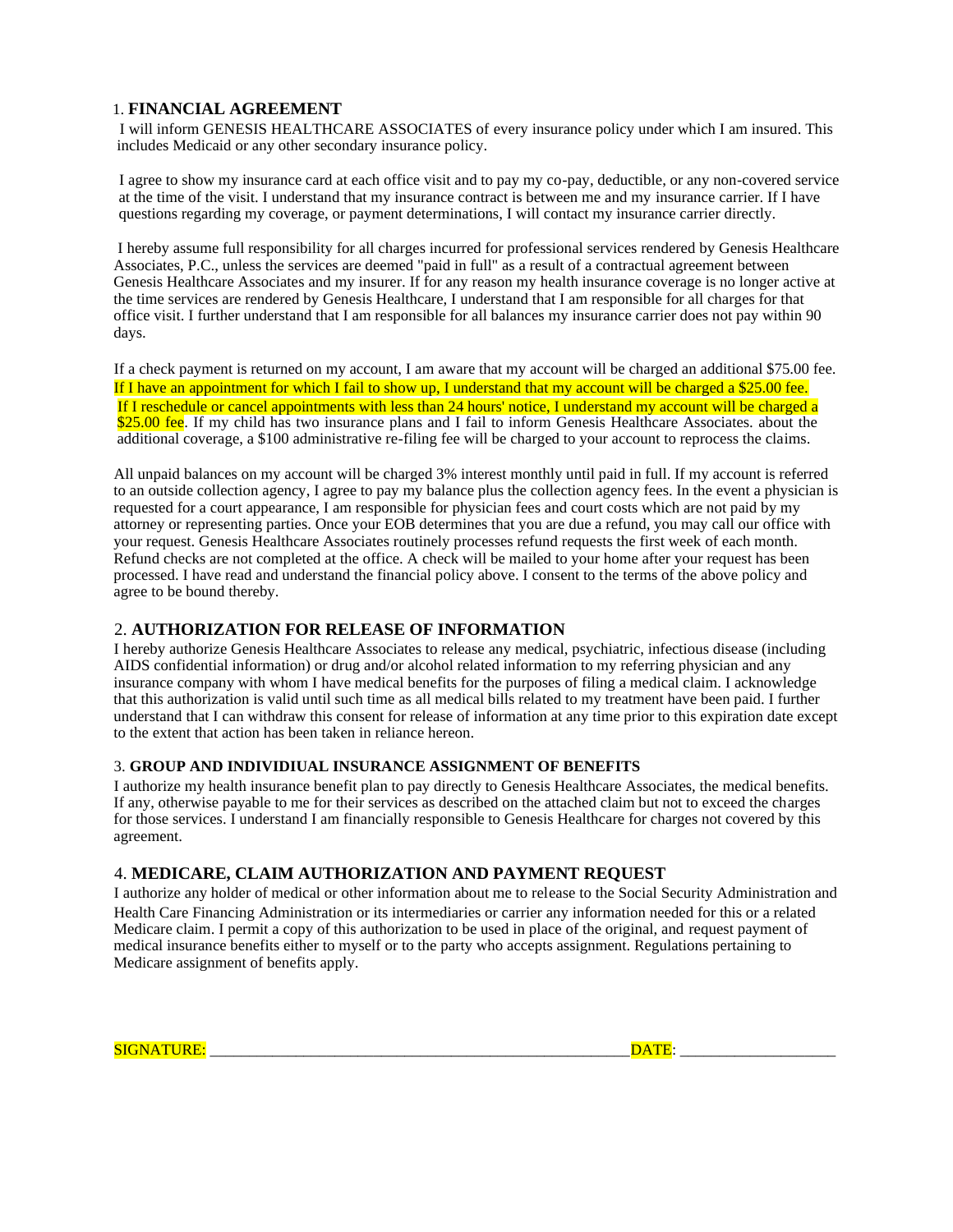## 1. FINANCIAL AGREEMENT

I will inform GENESIS HEALTHCARE ASSOCIATES of every insurance policy under which I am insured. This includes Medicaid or any other secondary insurance policy.

I agree to show my insurance card at each office visit and to pay my co-pay, deductible, or any non-covered service at the time of the visit. I understand that my insurance contract is between me and my insurance carrier. If I have questions regarding my coverage, or payment determinations, I will contact my insurance carrier directly.

I hereby assume full responsibility for all charges incurred for professional services rendered by Genesis Healthcare Associates, P.C., unless the services are deemed "paid in full" as a result of a contractual agreement between Genesis Healthcare Associates and my insurer. If for any reason my health insurance coverage is no longer active at the time services are rendered by Genesis Healthcare, I understand that I am responsible for all charges for that office visit. I further understand that I am responsible for all balances my insurance carrier does not pay within 90 days.

If a check payment is returned on my account, I am aware that my account will be charged an additional $75.00 fee. If I have an appointment for which I fail to show up, I understand that my account will be charged a $25.00 fee. If I reschedule or cancel appointments with less than 24 hours' notice, I understand my account will be charged a $25.00 fee. If my child has two insurance plans and I fail to inform Genesis Healthcare Associates. about the additional coverage, a $100 administrative re-filing fee will be charged to your account to reprocess the claims.

All unpaid balances on my account will be charged 3% interest monthly until paid in full. If my account is referred to an outside collection agency, I agree to pay my balance plus the collection agency fees. In the event a physician is requested for a court appearance, I am responsible for physician fees and court costs which are not paid by my attorney or representing parties. Once your EOB determines that you are due a refund, you may call our office with your request. Genesis Healthcare Associates routinely processes refund requests the first week of each month. Refund checks are not completed at the office. A check will be mailed to your home after your request has been processed. I have read and understand the financial policy above. I consent to the terms of the above policy and agree to be bound thereby.

## 2. AUTHORIZATION FOR RELEASE OF INFORMATION

I hereby authorize Genesis Healthcare Associates to release any medical, psychiatric, infectious disease (including AIDS confidential information) or drug and/or alcohol related information to my referring physician and any insurance company with whom I have medical benefits for the purposes of filing a medical claim. I acknowledge that this authorization is valid until such time as all medical bills related to my treatment have been paid. I further understand that I can withdraw this consent for release of information at any time prior to this expiration date except to the extent that action has been taken in reliance hereon.

### 3. GROUP AND INDIVIDIUAL INSURANCE ASSIGNMENT OF BENEFITS

I authorize my health insurance benefit plan to pay directly to Genesis Healthcare Associates, the medical benefits. If any, otherwise payable to me for their services as described on the attached claim but not to exceed the charges for those services. I understand I am financially responsible to Genesis Healthcare for charges not covered by this agreement.

## 4. MEDICARE, CLAIM AUTHORIZATION AND PAYMENT REQUEST

I authorize any holder of medical or other information about me to release to the Social Security Administration and Health Care Financing Administration or its intermediaries or carrier any information needed for this or a related Medicare claim. I permit a copy of this authorization to be used in place of the original, and request payment of medical insurance benefits either to myself or to the party who accepts assignment. Regulations pertaining to Medicare assignment of benefits apply.

SIGNATURE: ______________________________________________________ DATE: ____________________